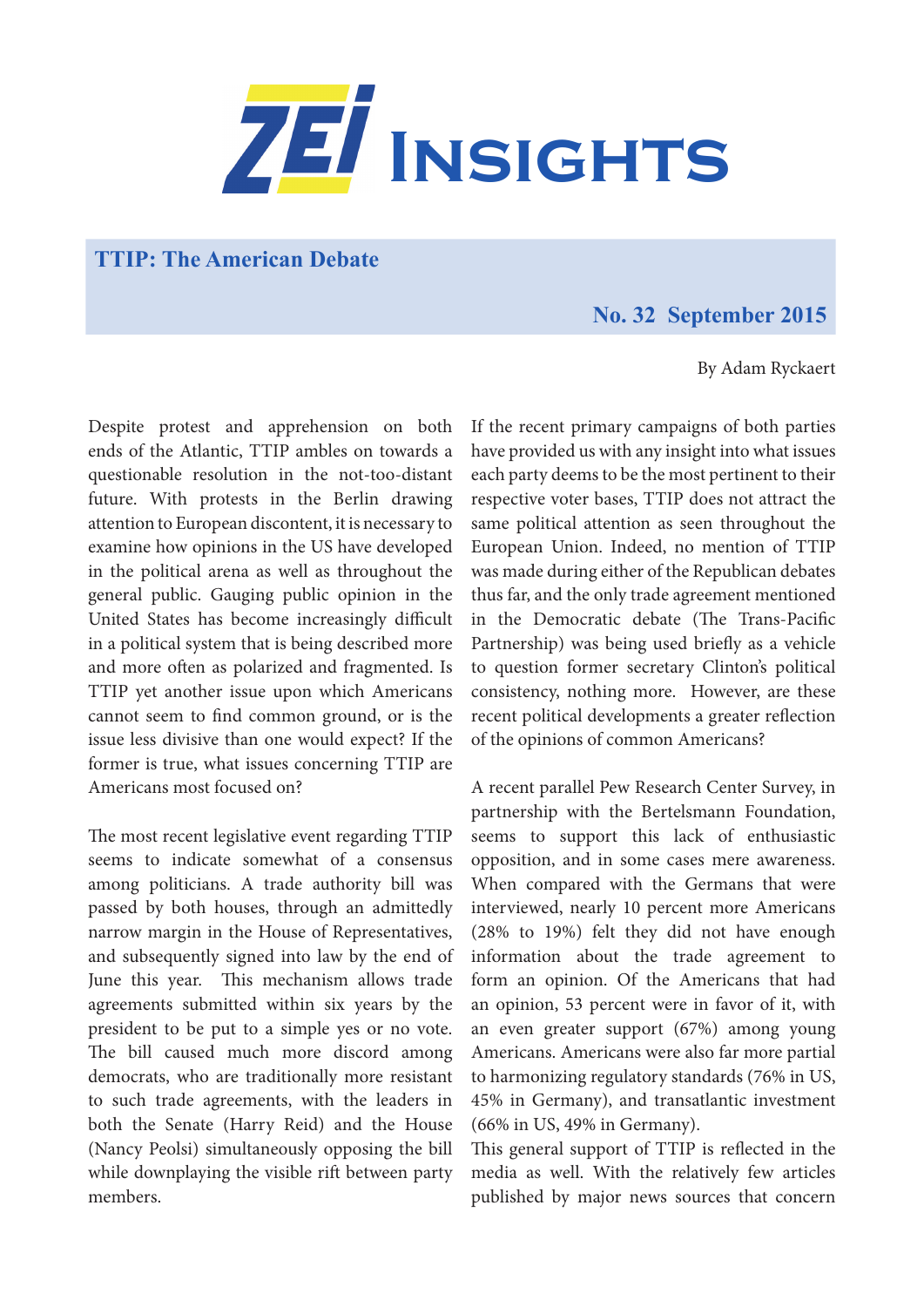# ZEI Insights

## TTIP: The American Debate

**No. 32 September 2015**

By Adam Ryckaert

Despite protest and apprehension on both ends of the Atlantic, TTIP ambles on towards a questionable resolution in the not-too-distant future. With protests in the Berlin drawing attention to European discontent, it is necessary to examine how opinions in the US have developed in the political arena as well as throughout the general public. Gauging public opinion in the United States has become increasingly difficult in a political system that is being described more and more often as polarized and fragmented. Is TTIP yet another issue upon which Americans cannot seem to find common ground, or is the issue less divisive than one would expect? If the former is true, what issues concerning TTIP are Americans most focused on?

The most recent legislative event regarding TTIP seems to indicate somewhat of a consensus among politicians. A trade authority bill was passed by both houses, through an admittedly narrow margin in the House of Representatives, and subsequently signed into law by the end of June this year. This mechanism allows trade agreements submitted within six years by the president to be put to a simple yes or no vote. The bill caused much more discord among democrats, who are traditionally more resistant to such trade agreements, with the leaders in both the Senate (Harry Reid) and the House (Nancy Peolsi) simultaneously opposing the bill while downplaying the visible rift between party members.

If the recent primary campaigns of both parties have provided us with any insight into what issues each party deems to be the most pertinent to their respective voter bases, TTIP does not attract the same political attention as seen throughout the European Union. Indeed, no mention of TTIP was made during either of the Republican debates thus far, and the only trade agreement mentioned in the Democratic debate (The Trans-Pacific Partnership) was being used briefly as a vehicle to question former secretary Clinton's political consistency, nothing more. However, are these recent political developments a greater reflection of the opinions of common Americans?

A recent parallel Pew Research Center Survey, in partnership with the Bertelsmann Foundation, seems to support this lack of enthusiastic opposition, and in some cases mere awareness. When compared with the Germans that were interviewed, nearly 10 percent more Americans (28% to 19%) felt they did not have enough information about the trade agreement to form an opinion. Of the Americans that had an opinion, 53 percent were in favor of it, with an even greater support (67%) among young Americans. Americans were also far more partial to harmonizing regulatory standards (76% in US, 45% in Germany), and transatlantic investment (66% in US, 49% in Germany).

This general support of TTIP is reflected in the media as well. With the relatively few articles published by major news sources that concern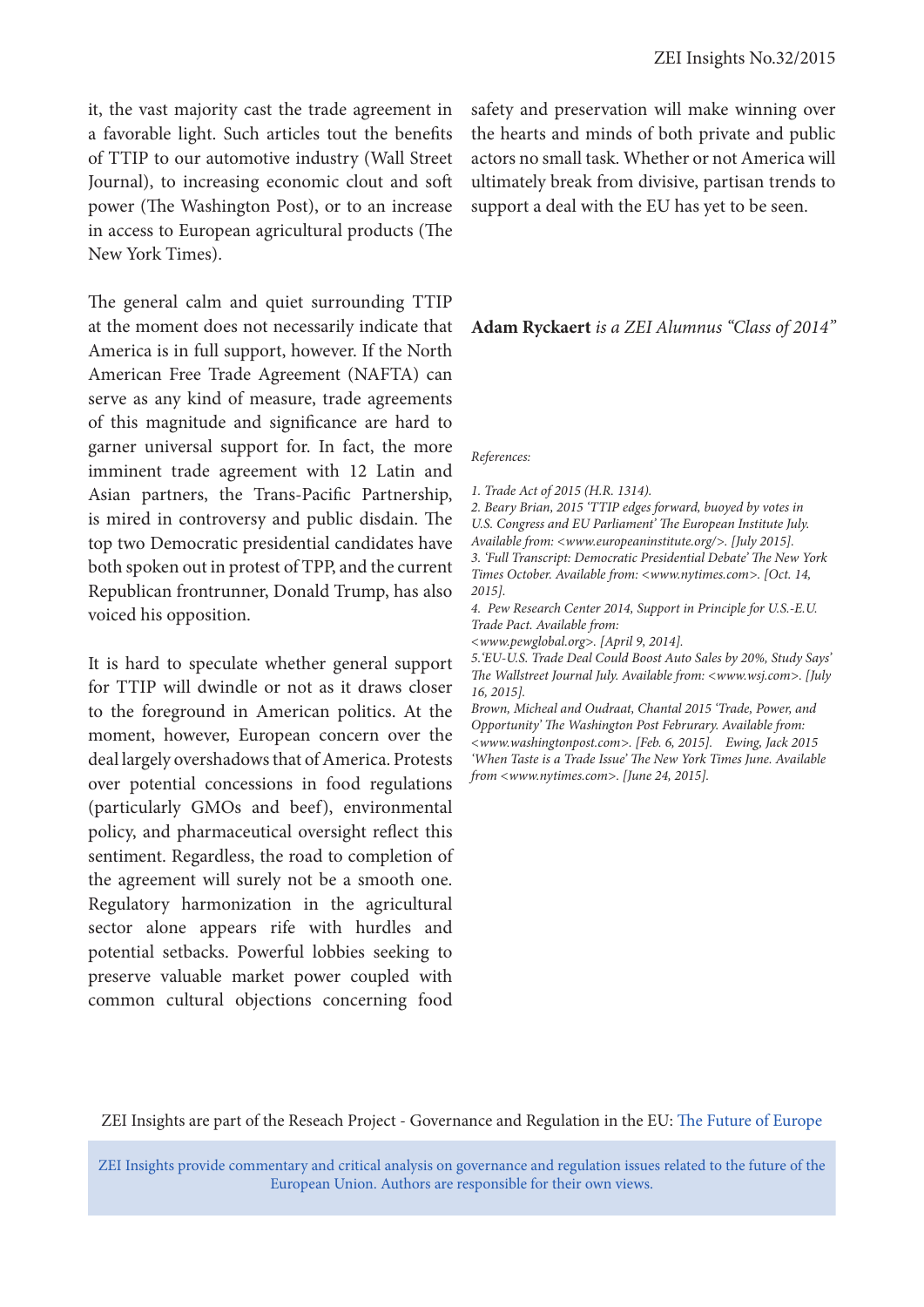it, the vast majority cast the trade agreement in a favorable light. Such articles tout the benefits of TTIP to our automotive industry (Wall Street Journal), to increasing economic clout and soft power (The Washington Post), or to an increase in access to European agricultural products (The New York Times).

The general calm and quiet surrounding TTIP at the moment does not necessarily indicate that America is in full support, however. If the North American Free Trade Agreement (NAFTA) can serve as any kind of measure, trade agreements of this magnitude and significance are hard to garner universal support for. In fact, the more imminent trade agreement with 12 Latin and Asian partners, the Trans-Pacific Partnership, is mired in controversy and public disdain. The top two Democratic presidential candidates have both spoken out in protest of TPP, and the current Republican frontrunner, Donald Trump, has also voiced his opposition.

It is hard to speculate whether general support for TTIP will dwindle or not as it draws closer to the foreground in American politics. At the moment, however, European concern over the deal largely overshadows that of America. Protests over potential concessions in food regulations (particularly GMOs and beef), environmental policy, and pharmaceutical oversight reflect this sentiment. Regardless, the road to completion of the agreement will surely not be a smooth one. Regulatory harmonization in the agricultural sector alone appears rife with hurdles and potential setbacks. Powerful lobbies seeking to preserve valuable market power coupled with common cultural objections concerning food safety and preservation will make winning over the hearts and minds of both private and public actors no small task. Whether or not America will ultimately break from divisive, partisan trends to support a deal with the EU has yet to be seen.

**Adam Ryckaert** *is a ZEI Alumnus "Class of 2014"*

*References:*

*1. Trade Act of 2015 (H.R. 1314).*
*2. Beary Brian, 2015 'TTIP edges forward, buoyed by votes in U.S. Congress and EU Parliament' The European Institute July. Available from: <www.europeaninstitute.org/>. [July 2015].*
*3. 'Full Transcript: Democratic Presidential Debate' The New York Times October. Available from: <www.nytimes.com>. [Oct. 14, 2015].*
*4. Pew Research Center 2014, Support in Principle for U.S.-E.U. Trade Pact. Available from: <www.pewglobal.org>. [April 9, 2014].*
*5. 'EU-U.S. Trade Deal Could Boost Auto Sales by 20%, Study Says' The Wallstreet Journal July. Available from: <www.wsj.com>. [July 16, 2015].*
*Brown, Micheal and Oudraat, Chantal 2015 'Trade, Power, and Opportunity' The Washington Post Februrary. Available from: <www.washingtonpost.com>. [Feb. 6, 2015]. Ewing, Jack 2015 'When Taste is a Trade Issue' The New York Times June. Available from <www.nytimes.com>. [June 24, 2015].*

ZEI Insights are part of the Reseach Project - Governance and Regulation in the EU: The Future of Europe

ZEI Insights provide commentary and critical analysis on governance and regulation issues related to the future of the European Union. Authors are responsible for their own views.